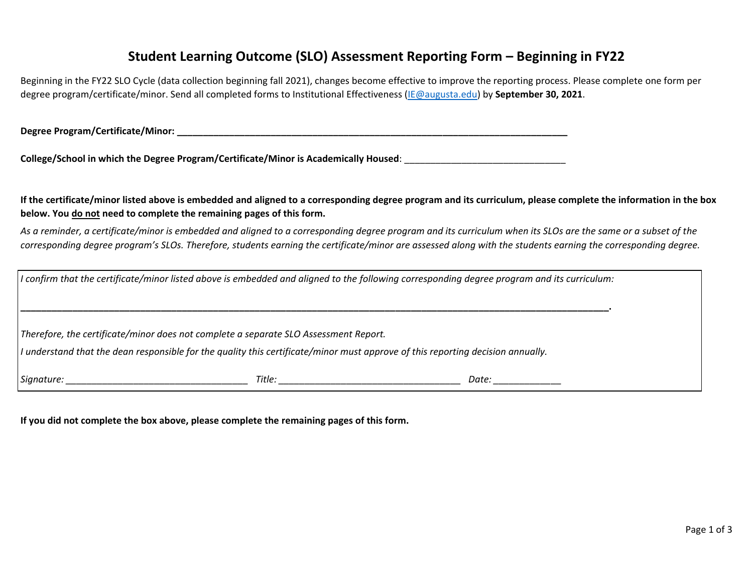# Student Learning Outcome (SLO) Assessment Reporting Form – Beginning in FY22

Beginning in the FY22 SLO Cycle (data collection beginning fall 2021), changes become effective to improve the reporting process. Please complete one form per degree program/certificate/minor. Send all completed forms to Institutional Effectiveness (IE@augusta.edu) by **September 30, 2021**.

**Degree Program/Certificate/Minor: ________________________________________________________________________________**

**College/School in which the Degree Program/Certificate/Minor is Academically Housed**: _______________________________

**If the certificate/minor listed above is embedded and aligned to a corresponding degree program and its curriculum, please complete the information in the box below. You do not need to complete the remaining pages of this form.**

*As a reminder, a certificate/minor is embedded and aligned to a corresponding degree program and its curriculum when its SLOs are the same or a subset of the corresponding degree program's SLOs. Therefore, students earning the certificate/minor are assessed along with the students earning the corresponding degree.*

> *I confirm that the certificate/minor listed above is embedded and aligned to the following corresponding degree program and its curriculum:*
>
> ________________________________________________________________________________________________________________.
>
> *Therefore, the certificate/minor does not complete a separate SLO Assessment Report.*
>
> *I understand that the dean responsible for the quality this certificate/minor must approve of this reporting decision annually.*
>
> *Signature:* ___________________________________ *Title:* ___________________________________ *Date:* _____________

**If you did not complete the box above, please complete the remaining pages of this form.**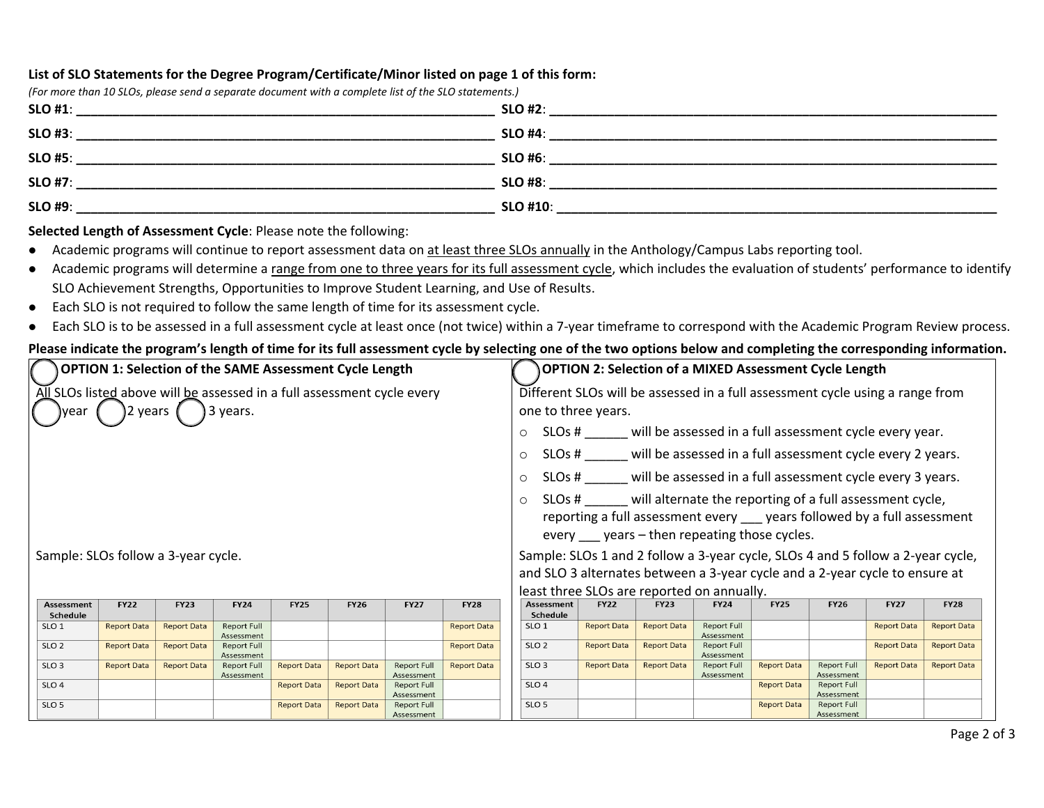**List of SLO Statements for the Degree Program/Certificate/Minor listed on page 1 of this form:**

*(For more than 10 SLOs, please send a separate document with a complete list of the SLO statements.)*

**SLO #1**: ______________________________ **SLO #2**: ______________________________

**SLO #3**: ______________________________ **SLO #4**: ______________________________

**SLO #5**: ______________________________ **SLO #6**: ______________________________

**SLO #7**: ______________________________ **SLO #8**: ______________________________

**SLO #9**: ______________________________ **SLO #10**: ______________________________

**Selected Length of Assessment Cycle**: Please note the following:

- Academic programs will continue to report assessment data on <u>at least three SLOs annually</u> in the Anthology/Campus Labs reporting tool.
- Academic programs will determine a <u>range from one to three years for its full assessment cycle</u>, which includes the evaluation of students' performance to identify SLO Achievement Strengths, Opportunities to Improve Student Learning, and Use of Results.
- Each SLO is not required to follow the same length of time for its assessment cycle.
- Each SLO is to be assessed in a full assessment cycle at least once (not twice) within a 7-year timeframe to correspond with the Academic Program Review process.

**Please indicate the program's length of time for its full assessment cycle by selecting one of the two options below and completing the corresponding information.**

**◯ OPTION 1: Selection of the SAME Assessment Cycle Length**

All SLOs listed above will be assessed in a full assessment cycle every ◯ year ◯ 2 years ◯ 3 years.

Sample: SLOs follow a 3-year cycle.

| Assessment Schedule | FY22 | FY23 | FY24 | FY25 | FY26 | FY27 | FY28 |
|---|---|---|---|---|---|---|---|
| SLO 1 | Report Data | Report Data | Report Full Assessment | | | | Report Data |
| SLO 2 | Report Data | Report Data | Report Full Assessment | | | | Report Data |
| SLO 3 | Report Data | Report Data | Report Full Assessment | Report Data | Report Data | Report Full Assessment | Report Data |
| SLO 4 | | | | Report Data | Report Data | Report Full Assessment | |
| SLO 5 | | | | Report Data | Report Data | Report Full Assessment | |

**◯ OPTION 2: Selection of a MIXED Assessment Cycle Length**

Different SLOs will be assessed in a full assessment cycle using a range from one to three years.

- SLOs # ______ will be assessed in a full assessment cycle every year.
- SLOs # ______ will be assessed in a full assessment cycle every 2 years.
- SLOs # ______ will be assessed in a full assessment cycle every 3 years.
- SLOs # ______ will alternate the reporting of a full assessment cycle, reporting a full assessment every ___ years followed by a full assessment every ___ years – then repeating those cycles.

Sample: SLOs 1 and 2 follow a 3-year cycle, SLOs 4 and 5 follow a 2-year cycle, and SLO 3 alternates between a 3-year cycle and a 2-year cycle to ensure at least three SLOs are reported on annually.

| Assessment Schedule | FY22 | FY23 | FY24 | FY25 | FY26 | FY27 | FY28 |
|---|---|---|---|---|---|---|---|
| SLO 1 | Report Data | Report Data | Report Full Assessment | | | Report Data | Report Data |
| SLO 2 | Report Data | Report Data | Report Full Assessment | | | Report Data | Report Data |
| SLO 3 | Report Data | Report Data | Report Full Assessment | Report Data | Report Full Assessment | Report Data | Report Data |
| SLO 4 | | | | Report Data | Report Full Assessment | | |
| SLO 5 | | | | Report Data | Report Full Assessment | | |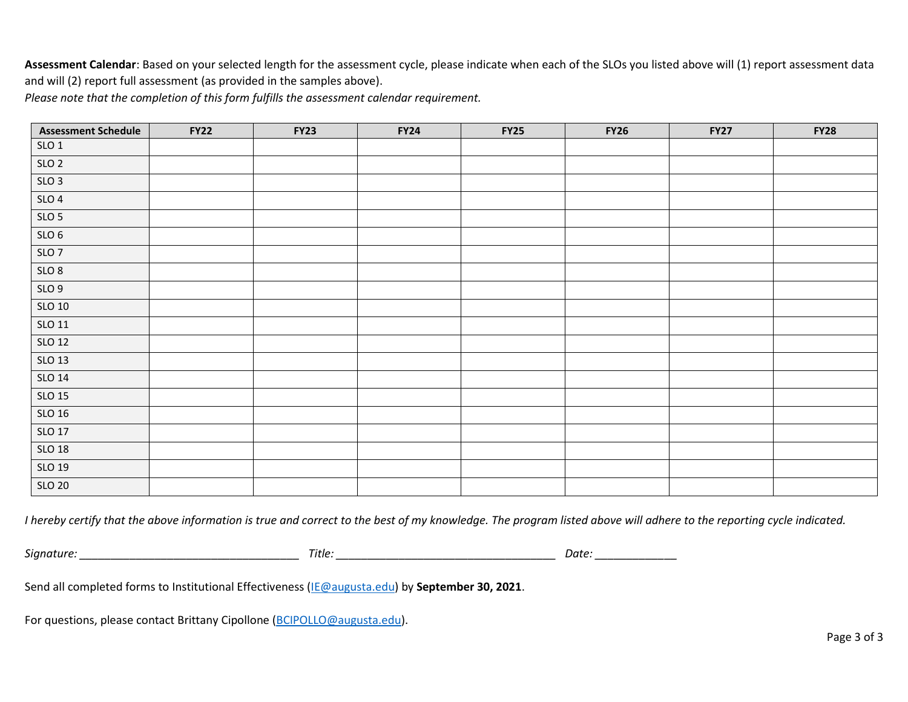**Assessment Calendar**: Based on your selected length for the assessment cycle, please indicate when each of the SLOs you listed above will (1) report assessment data and will (2) report full assessment (as provided in the samples above).
*Please note that the completion of this form fulfills the assessment calendar requirement.*

| Assessment Schedule | FY22 | FY23 | FY24 | FY25 | FY26 | FY27 | FY28 |
|---|---|---|---|---|---|---|---|
| SLO 1 | | | | | | | |
| SLO 2 | | | | | | | |
| SLO 3 | | | | | | | |
| SLO 4 | | | | | | | |
| SLO 5 | | | | | | | |
| SLO 6 | | | | | | | |
| SLO 7 | | | | | | | |
| SLO 8 | | | | | | | |
| SLO 9 | | | | | | | |
| SLO 10 | | | | | | | |
| SLO 11 | | | | | | | |
| SLO 12 | | | | | | | |
| SLO 13 | | | | | | | |
| SLO 14 | | | | | | | |
| SLO 15 | | | | | | | |
| SLO 16 | | | | | | | |
| SLO 17 | | | | | | | |
| SLO 18 | | | | | | | |
| SLO 19 | | | | | | | |
| SLO 20 | | | | | | | |

*I hereby certify that the above information is true and correct to the best of my knowledge. The program listed above will adhere to the reporting cycle indicated.*

*Signature:* ___________________________________ *Title:* ___________________________________ *Date:* _____________

Send all completed forms to Institutional Effectiveness (IE@augusta.edu) by **September 30, 2021**.

For questions, please contact Brittany Cipollone (BCIPOLLO@augusta.edu).